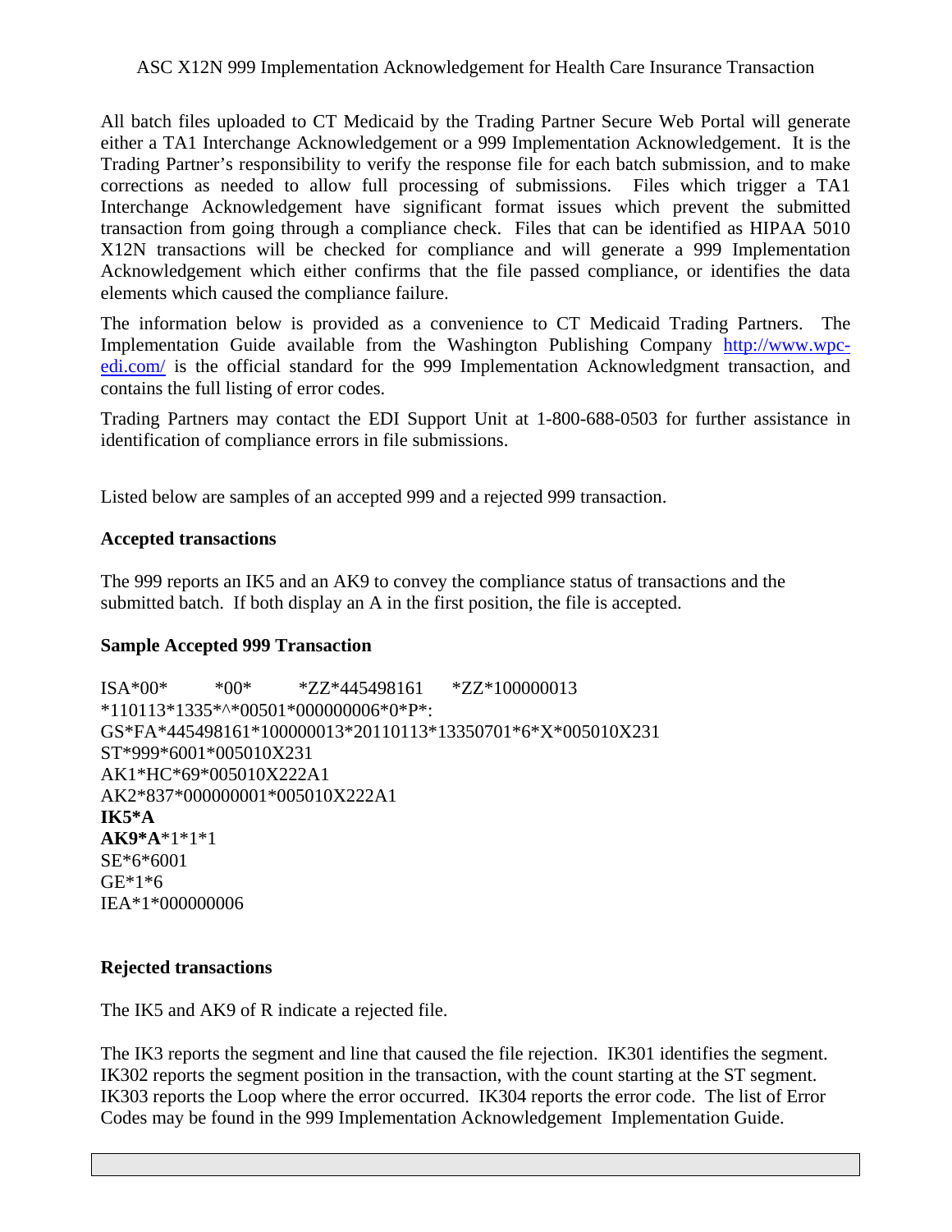ASC X12N 999 Implementation Acknowledgement for Health Care Insurance Transaction

All batch files uploaded to CT Medicaid by the Trading Partner Secure Web Portal will generate either a TA1 Interchange Acknowledgement or a 999 Implementation Acknowledgement. It is the Trading Partner's responsibility to verify the response file for each batch submission, and to make corrections as needed to allow full processing of submissions. Files which trigger a TA1 Interchange Acknowledgement have significant format issues which prevent the submitted transaction from going through a compliance check. Files that can be identified as HIPAA 5010 X12N transactions will be checked for compliance and will generate a 999 Implementation Acknowledgement which either confirms that the file passed compliance, or identifies the data elements which caused the compliance failure.

The information below is provided as a convenience to CT Medicaid Trading Partners. The Implementation Guide available from the Washington Publishing Company [http://www.wpc-edi.com/](http://www.wpc-edi.com/) is the official standard for the 999 Implementation Acknowledgment transaction, and contains the full listing of error codes.

Trading Partners may contact the EDI Support Unit at 1-800-688-0503 for further assistance in identification of compliance errors in file submissions.

Listed below are samples of an accepted 999 and a rejected 999 transaction.

**Accepted transactions**

The 999 reports an IK5 and an AK9 to convey the compliance status of transactions and the submitted batch. If both display an A in the first position, the file is accepted.

**Sample Accepted 999 Transaction**

```
ISA*00*          *00*          *ZZ*445498161      *ZZ*100000013
*110113*1335*^*00501*000000006*0*P*:
GS*FA*445498161*100000013*20110113*13350701*6*X*005010X231
ST*999*6001*005010X231
AK1*HC*69*005010X222A1
AK2*837*000000001*005010X222A1
IK5*A
AK9*A*1*1*1
SE*6*6001
GE*1*6
IEA*1*000000006
```

**Rejected transactions**

The IK5 and AK9 of R indicate a rejected file.

The IK3 reports the segment and line that caused the file rejection. IK301 identifies the segment. IK302 reports the segment position in the transaction, with the count starting at the ST segment. IK303 reports the Loop where the error occurred. IK304 reports the error code. The list of Error Codes may be found in the 999 Implementation Acknowledgement Implementation Guide.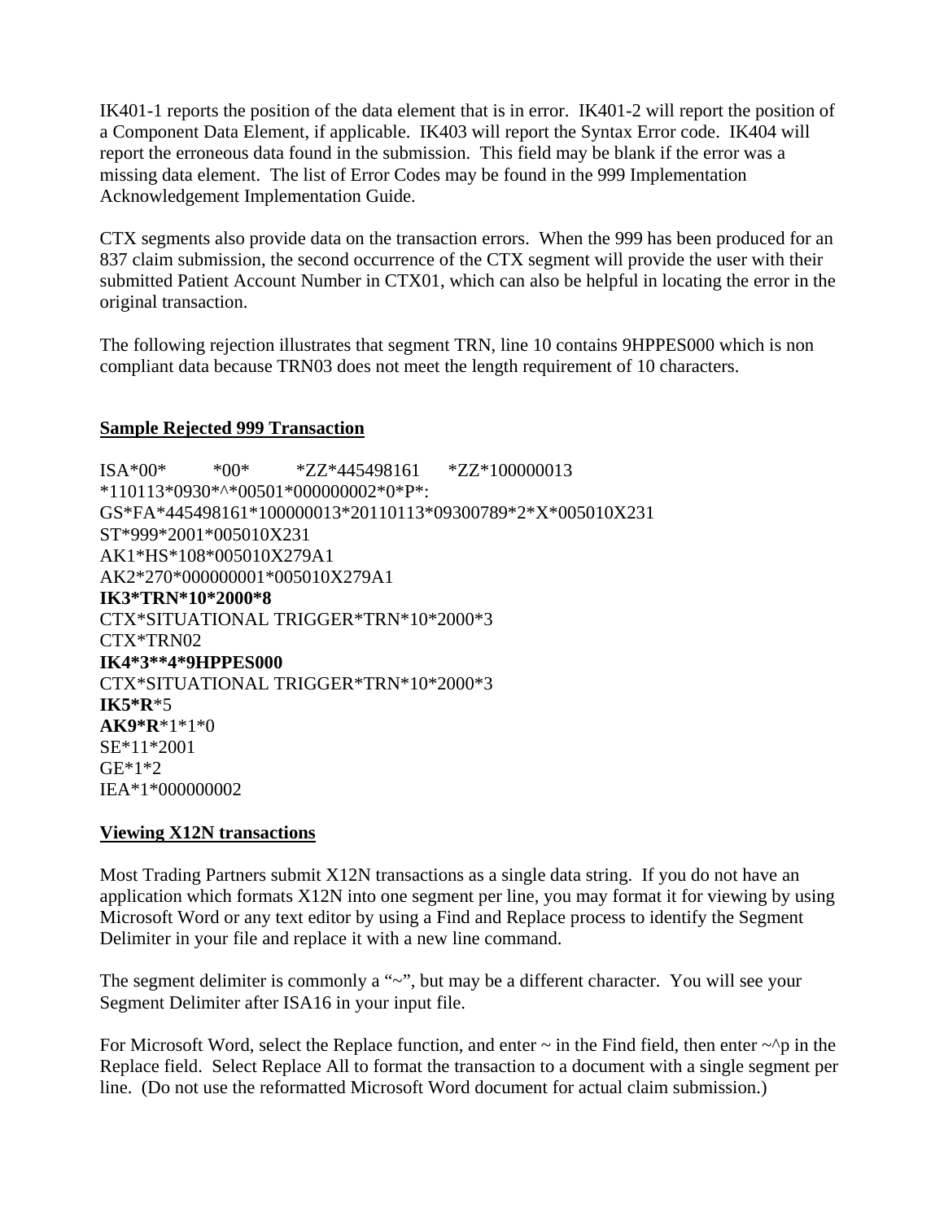IK401-1 reports the position of the data element that is in error. IK401-2 will report the position of a Component Data Element, if applicable. IK403 will report the Syntax Error code. IK404 will report the erroneous data found in the submission. This field may be blank if the error was a missing data element. The list of Error Codes may be found in the 999 Implementation Acknowledgement Implementation Guide.

CTX segments also provide data on the transaction errors. When the 999 has been produced for an 837 claim submission, the second occurrence of the CTX segment will provide the user with their submitted Patient Account Number in CTX01, which can also be helpful in locating the error in the original transaction.

The following rejection illustrates that segment TRN, line 10 contains 9HPPES000 which is non compliant data because TRN03 does not meet the length requirement of 10 characters.

**Sample Rejected 999 Transaction**

ISA*00*          *00*          *ZZ*445498161      *ZZ*100000013
*110113*0930*^*00501*000000002*0*P*:
GS*FA*445498161*100000013*20110113*09300789*2*X*005010X231
ST*999*2001*005010X231
AK1*HS*108*005010X279A1
AK2*270*000000001*005010X279A1
**IK3*TRN*10*2000*8**
CTX*SITUATIONAL TRIGGER*TRN*10*2000*3
CTX*TRN02
**IK4*3**4*9HPPES000**
CTX*SITUATIONAL TRIGGER*TRN*10*2000*3
**IK5*R***5
**AK9*R***1*1*0
SE*11*2001
GE*1*2
IEA*1*000000002

**Viewing X12N transactions**

Most Trading Partners submit X12N transactions as a single data string. If you do not have an application which formats X12N into one segment per line, you may format it for viewing by using Microsoft Word or any text editor by using a Find and Replace process to identify the Segment Delimiter in your file and replace it with a new line command.

The segment delimiter is commonly a "~", but may be a different character. You will see your Segment Delimiter after ISA16 in your input file.

For Microsoft Word, select the Replace function, and enter ~ in the Find field, then enter ~^p in the Replace field. Select Replace All to format the transaction to a document with a single segment per line. (Do not use the reformatted Microsoft Word document for actual claim submission.)